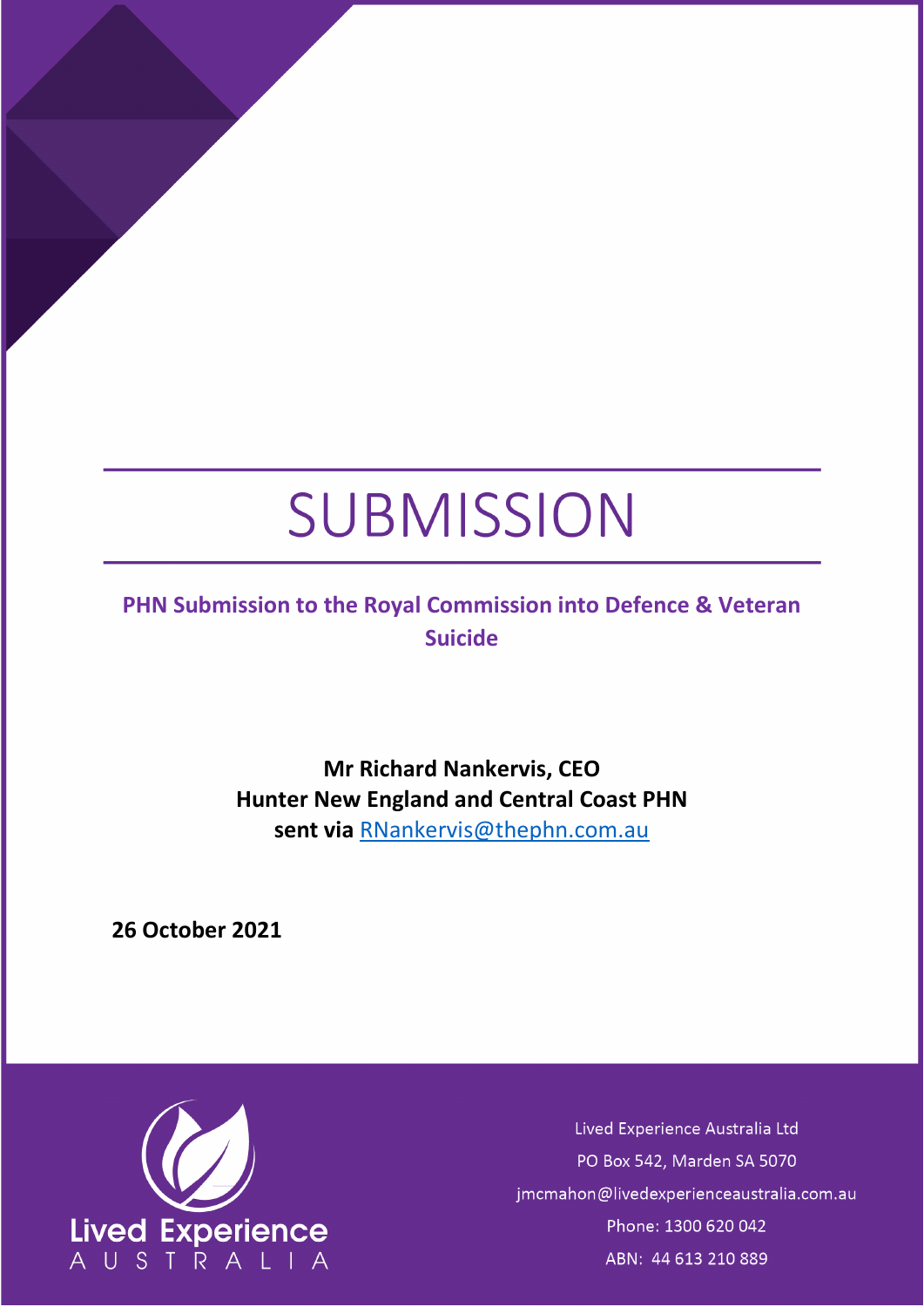# SUBMISSION

**PHN Submission to the Royal Commission into Defence & Veteran Suicide**

**Mr Richard Nankervis, CEO**
**Hunter New England and Central Coast PHN**
**sent via [RNankervis@thephn.com.au](mailto:RNankervis@thephn.com.au)**

**26 October 2021**

Lived Experience Australia

Lived Experience Australia Ltd
PO Box 542, Marden SA 5070
jmcmahon@livedexperienceaustralia.com.au
Phone: 1300 620 042
ABN: 44 613 210 889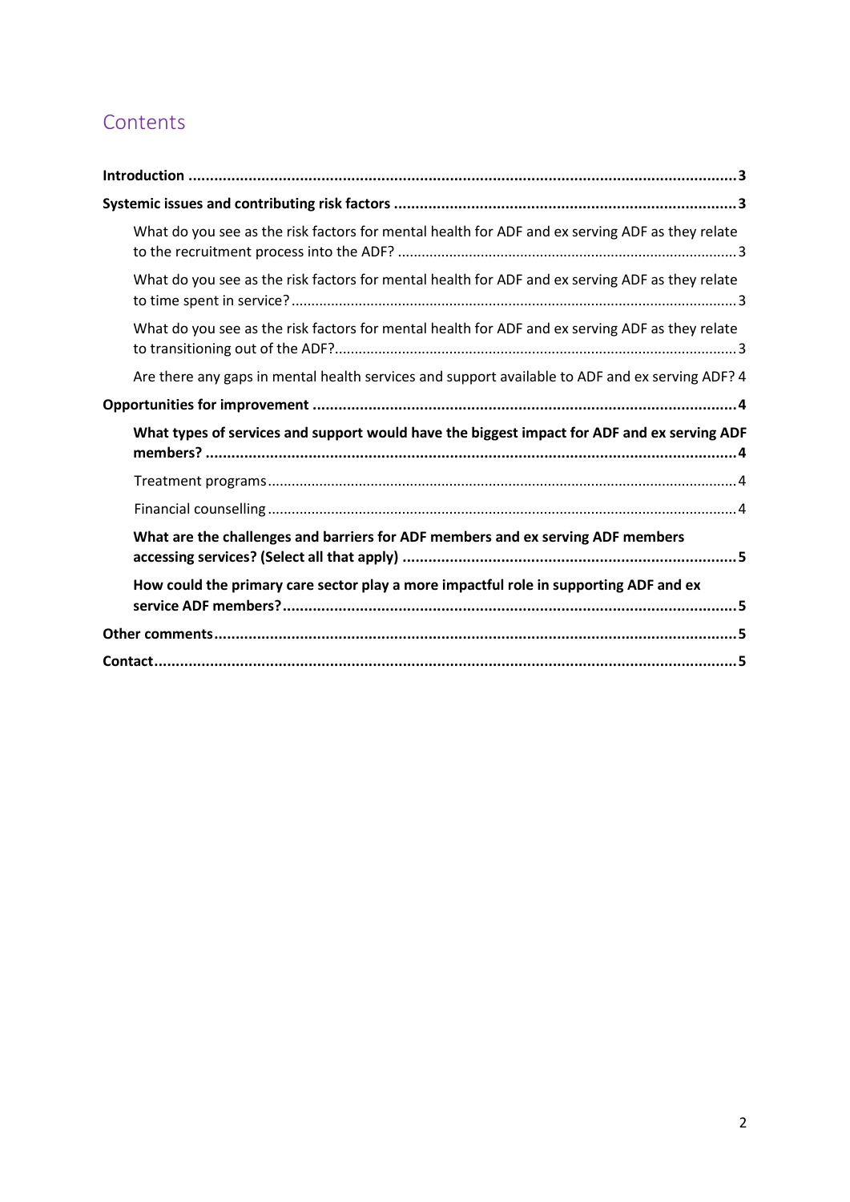## Contents

**Introduction** ... 3

**Systemic issues and contributing risk factors** ... 3

- What do you see as the risk factors for mental health for ADF and ex serving ADF as they relate to the recruitment process into the ADF? ... 3
- What do you see as the risk factors for mental health for ADF and ex serving ADF as they relate to time spent in service? ... 3
- What do you see as the risk factors for mental health for ADF and ex serving ADF as they relate to transitioning out of the ADF? ... 3
- Are there any gaps in mental health services and support available to ADF and ex serving ADF? 4

**Opportunities for improvement** ... 4

- **What types of services and support would have the biggest impact for ADF and ex serving ADF members?** ... 4
  - Treatment programs ... 4
  - Financial counselling ... 4
- **What are the challenges and barriers for ADF members and ex serving ADF members accessing services? (Select all that apply)** ... 5
- **How could the primary care sector play a more impactful role in supporting ADF and ex service ADF members?** ... 5

**Other comments** ... 5

**Contact** ... 5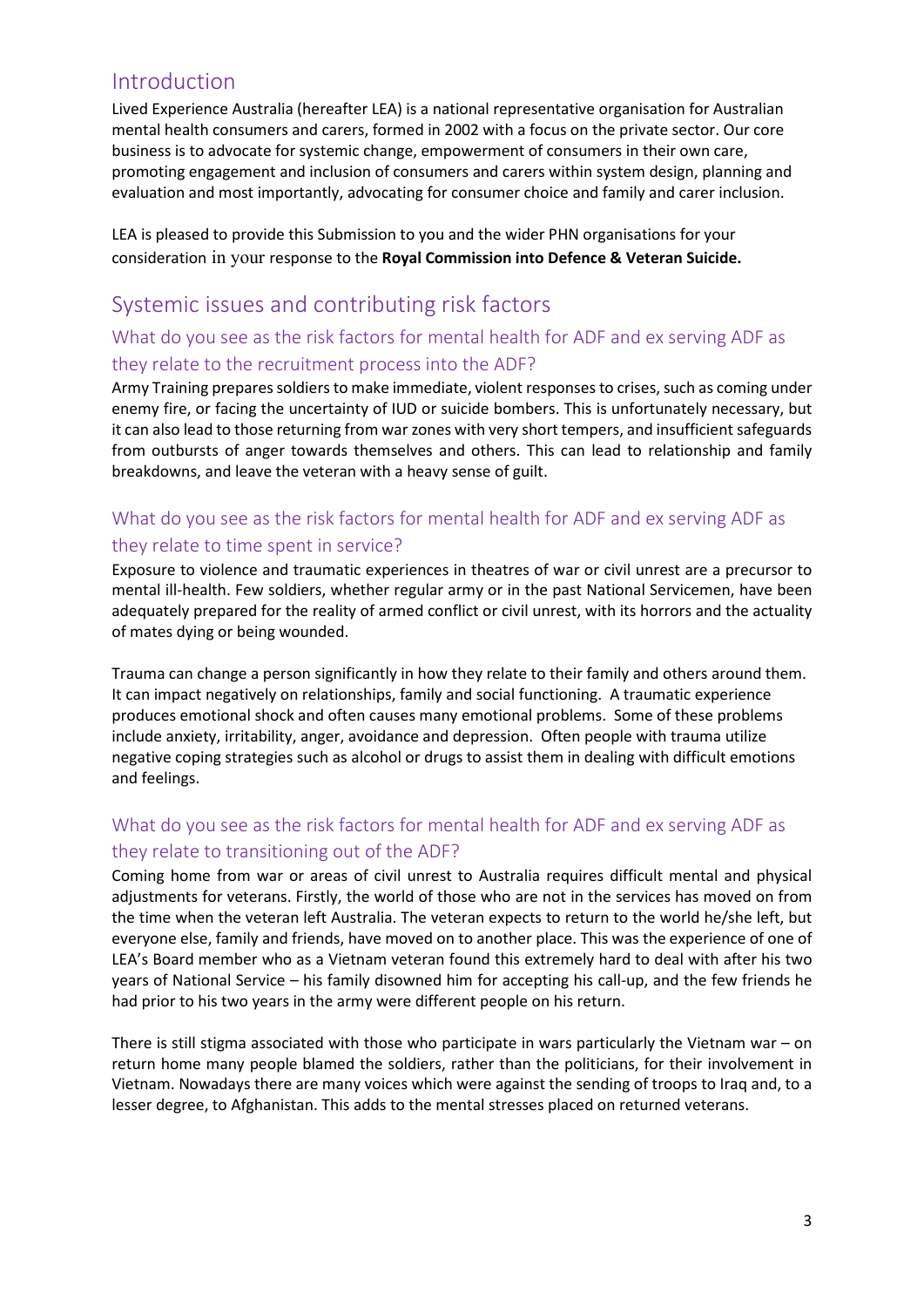## Introduction

Lived Experience Australia (hereafter LEA) is a national representative organisation for Australian mental health consumers and carers, formed in 2002 with a focus on the private sector. Our core business is to advocate for systemic change, empowerment of consumers in their own care, promoting engagement and inclusion of consumers and carers within system design, planning and evaluation and most importantly, advocating for consumer choice and family and carer inclusion.

LEA is pleased to provide this Submission to you and the wider PHN organisations for your consideration in your response to the **Royal Commission into Defence & Veteran Suicide.**

## Systemic issues and contributing risk factors

### What do you see as the risk factors for mental health for ADF and ex serving ADF as they relate to the recruitment process into the ADF?

Army Training prepares soldiers to make immediate, violent responses to crises, such as coming under enemy fire, or facing the uncertainty of IUD or suicide bombers. This is unfortunately necessary, but it can also lead to those returning from war zones with very short tempers, and insufficient safeguards from outbursts of anger towards themselves and others. This can lead to relationship and family breakdowns, and leave the veteran with a heavy sense of guilt.

### What do you see as the risk factors for mental health for ADF and ex serving ADF as they relate to time spent in service?

Exposure to violence and traumatic experiences in theatres of war or civil unrest are a precursor to mental ill-health. Few soldiers, whether regular army or in the past National Servicemen, have been adequately prepared for the reality of armed conflict or civil unrest, with its horrors and the actuality of mates dying or being wounded.

Trauma can change a person significantly in how they relate to their family and others around them. It can impact negatively on relationships, family and social functioning. A traumatic experience produces emotional shock and often causes many emotional problems. Some of these problems include anxiety, irritability, anger, avoidance and depression. Often people with trauma utilize negative coping strategies such as alcohol or drugs to assist them in dealing with difficult emotions and feelings.

### What do you see as the risk factors for mental health for ADF and ex serving ADF as they relate to transitioning out of the ADF?

Coming home from war or areas of civil unrest to Australia requires difficult mental and physical adjustments for veterans. Firstly, the world of those who are not in the services has moved on from the time when the veteran left Australia. The veteran expects to return to the world he/she left, but everyone else, family and friends, have moved on to another place. This was the experience of one of LEA's Board member who as a Vietnam veteran found this extremely hard to deal with after his two years of National Service – his family disowned him for accepting his call-up, and the few friends he had prior to his two years in the army were different people on his return.

There is still stigma associated with those who participate in wars particularly the Vietnam war – on return home many people blamed the soldiers, rather than the politicians, for their involvement in Vietnam. Nowadays there are many voices which were against the sending of troops to Iraq and, to a lesser degree, to Afghanistan. This adds to the mental stresses placed on returned veterans.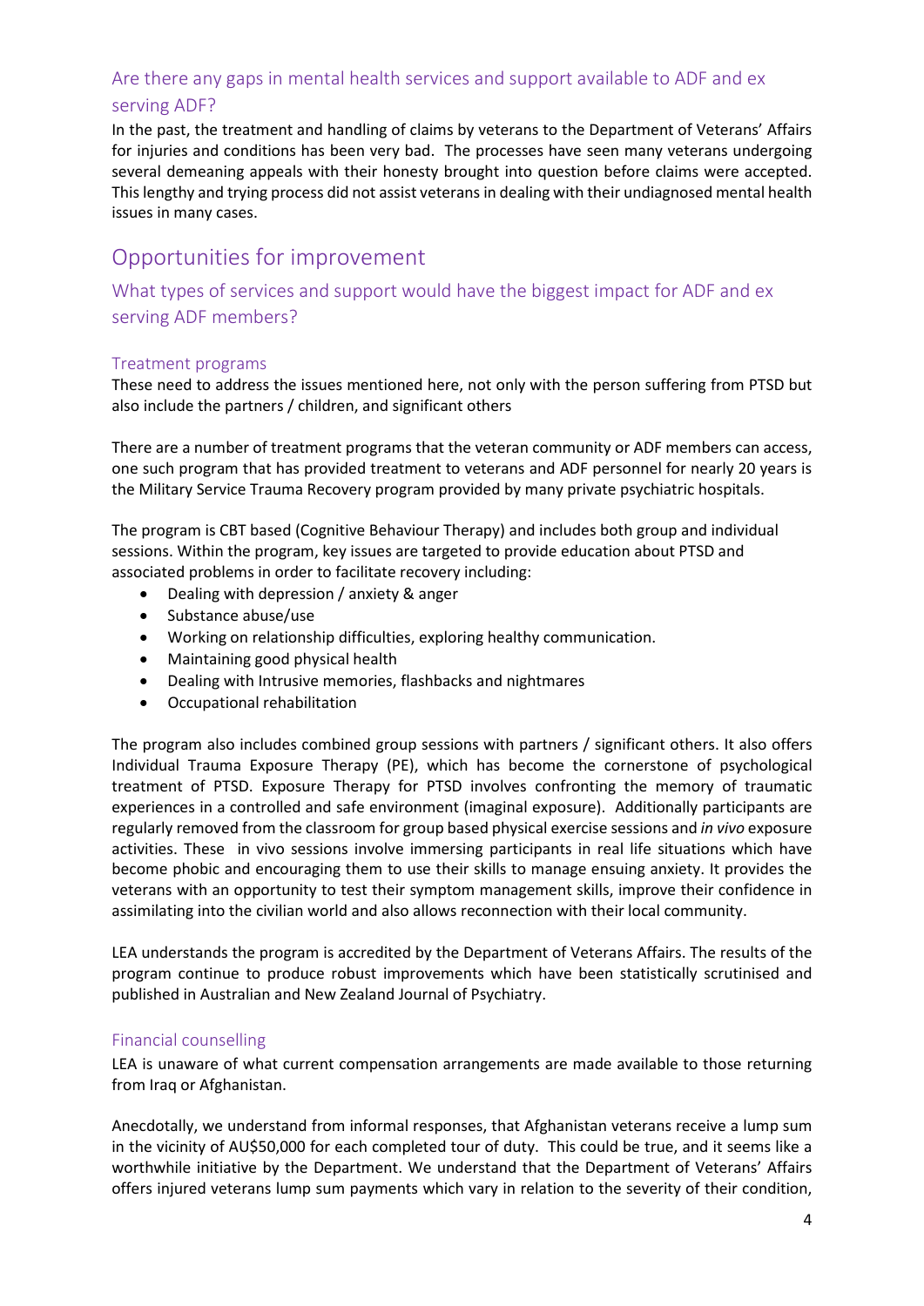### Are there any gaps in mental health services and support available to ADF and ex serving ADF?

In the past, the treatment and handling of claims by veterans to the Department of Veterans' Affairs for injuries and conditions has been very bad. The processes have seen many veterans undergoing several demeaning appeals with their honesty brought into question before claims were accepted. This lengthy and trying process did not assist veterans in dealing with their undiagnosed mental health issues in many cases.

## Opportunities for improvement

### What types of services and support would have the biggest impact for ADF and ex serving ADF members?

#### Treatment programs

These need to address the issues mentioned here, not only with the person suffering from PTSD but also include the partners / children, and significant others

There are a number of treatment programs that the veteran community or ADF members can access, one such program that has provided treatment to veterans and ADF personnel for nearly 20 years is the Military Service Trauma Recovery program provided by many private psychiatric hospitals.

The program is CBT based (Cognitive Behaviour Therapy) and includes both group and individual sessions. Within the program, key issues are targeted to provide education about PTSD and associated problems in order to facilitate recovery including:

- Dealing with depression / anxiety & anger
- Substance abuse/use
- Working on relationship difficulties, exploring healthy communication.
- Maintaining good physical health
- Dealing with Intrusive memories, flashbacks and nightmares
- Occupational rehabilitation

The program also includes combined group sessions with partners / significant others. It also offers Individual Trauma Exposure Therapy (PE), which has become the cornerstone of psychological treatment of PTSD. Exposure Therapy for PTSD involves confronting the memory of traumatic experiences in a controlled and safe environment (imaginal exposure). Additionally participants are regularly removed from the classroom for group based physical exercise sessions and *in vivo* exposure activities. These in vivo sessions involve immersing participants in real life situations which have become phobic and encouraging them to use their skills to manage ensuing anxiety. It provides the veterans with an opportunity to test their symptom management skills, improve their confidence in assimilating into the civilian world and also allows reconnection with their local community.

LEA understands the program is accredited by the Department of Veterans Affairs. The results of the program continue to produce robust improvements which have been statistically scrutinised and published in Australian and New Zealand Journal of Psychiatry.

#### Financial counselling

LEA is unaware of what current compensation arrangements are made available to those returning from Iraq or Afghanistan.

Anecdotally, we understand from informal responses, that Afghanistan veterans receive a lump sum in the vicinity of AU$50,000 for each completed tour of duty. This could be true, and it seems like a worthwhile initiative by the Department. We understand that the Department of Veterans' Affairs offers injured veterans lump sum payments which vary in relation to the severity of their condition,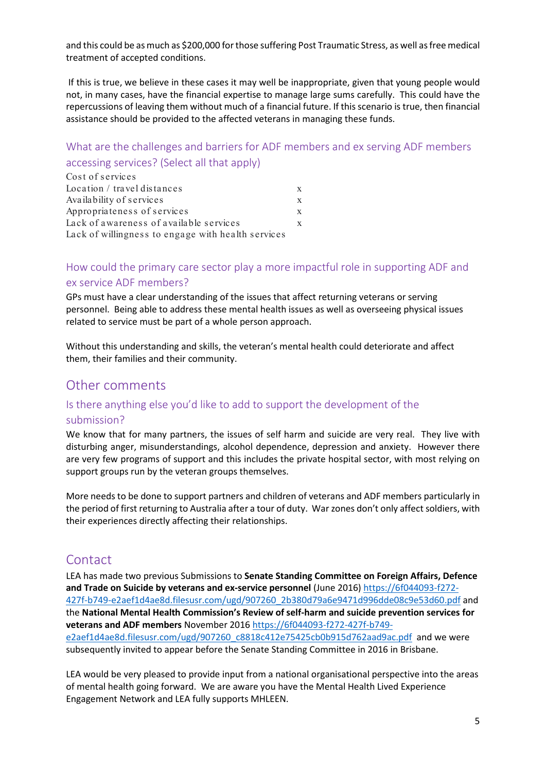and this could be as much as $200,000 for those suffering Post Traumatic Stress, as well as free medical treatment of accepted conditions.

If this is true, we believe in these cases it may well be inappropriate, given that young people would not, in many cases, have the financial expertise to manage large sums carefully. This could have the repercussions of leaving them without much of a financial future. If this scenario is true, then financial assistance should be provided to the affected veterans in managing these funds.

### What are the challenges and barriers for ADF members and ex serving ADF members accessing services? (Select all that apply)

| | |
|---|---|
| Cost of services | |
| Location / travel distances | x |
| Availability of services | x |
| Appropriateness of services | x |
| Lack of awareness of available services | x |
| Lack of willingness to engage with health services | |

### How could the primary care sector play a more impactful role in supporting ADF and ex service ADF members?

GPs must have a clear understanding of the issues that affect returning veterans or serving personnel. Being able to address these mental health issues as well as overseeing physical issues related to service must be part of a whole person approach.

Without this understanding and skills, the veteran's mental health could deteriorate and affect them, their families and their community.

## Other comments

### Is there anything else you'd like to add to support the development of the submission?

We know that for many partners, the issues of self harm and suicide are very real. They live with disturbing anger, misunderstandings, alcohol dependence, depression and anxiety. However there are very few programs of support and this includes the private hospital sector, with most relying on support groups run by the veteran groups themselves.

More needs to be done to support partners and children of veterans and ADF members particularly in the period of first returning to Australia after a tour of duty. War zones don't only affect soldiers, with their experiences directly affecting their relationships.

## Contact

LEA has made two previous Submissions to **Senate Standing Committee on Foreign Affairs, Defence and Trade on Suicide by veterans and ex-service personnel** (June 2016) https://6f044093-f272-427f-b749-e2aef1d4ae8d.filesusr.com/ugd/907260_2b380d79a6e9471d996dde08c9e53d60.pdf and the **National Mental Health Commission's Review of self-harm and suicide prevention services for veterans and ADF members** November 2016 https://6f044093-f272-427f-b749-e2aef1d4ae8d.filesusr.com/ugd/907260_c8818c412e75425cb0b915d762aad9ac.pdf and we were subsequently invited to appear before the Senate Standing Committee in 2016 in Brisbane.

LEA would be very pleased to provide input from a national organisational perspective into the areas of mental health going forward. We are aware you have the Mental Health Lived Experience Engagement Network and LEA fully supports MHLEEN.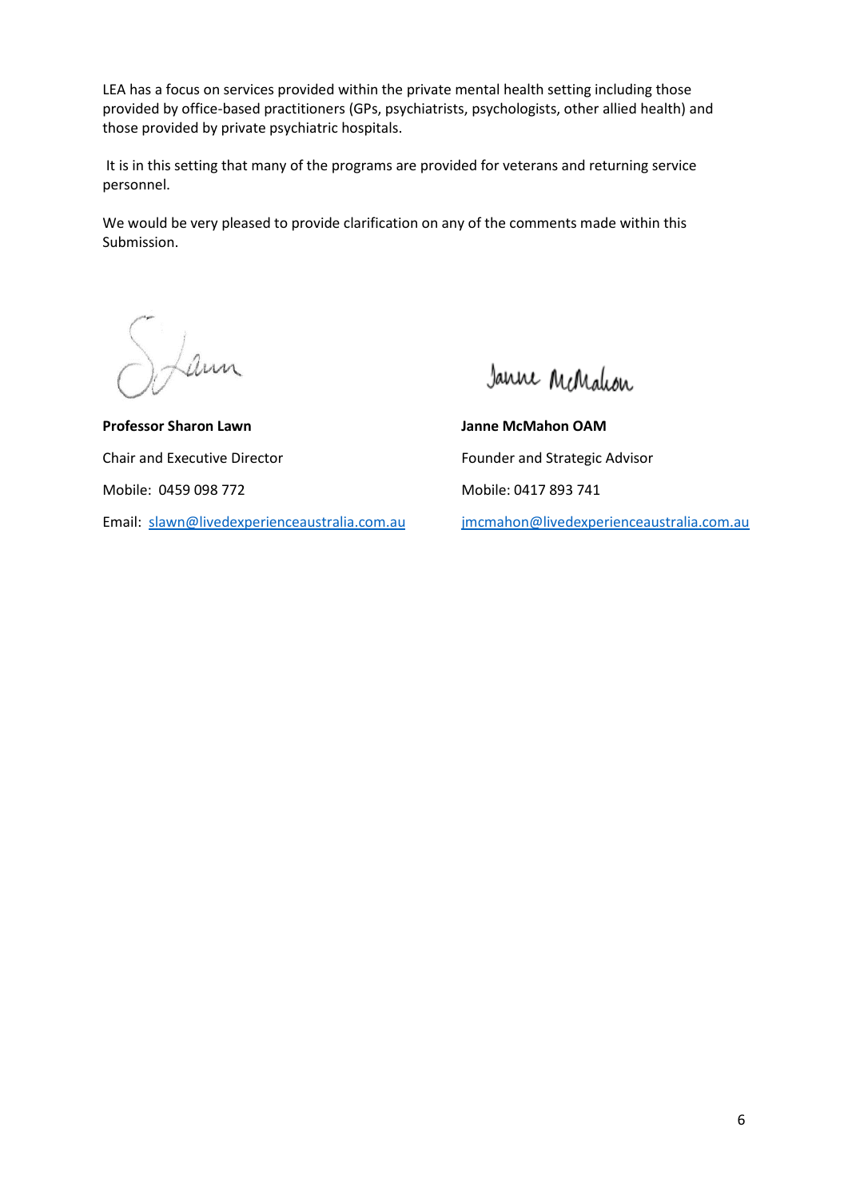LEA has a focus on services provided within the private mental health setting including those provided by office-based practitioners (GPs, psychiatrists, psychologists, other allied health) and those provided by private psychiatric hospitals.

It is in this setting that many of the programs are provided for veterans and returning service personnel.

We would be very pleased to provide clarification on any of the comments made within this Submission.

**Professor Sharon Lawn**

Chair and Executive Director

Mobile: 0459 098 772

Email: slawn@livedexperienceaustralia.com.au

**Janne McMahon OAM**

Founder and Strategic Advisor

Mobile: 0417 893 741

jmcmahon@livedexperienceaustralia.com.au